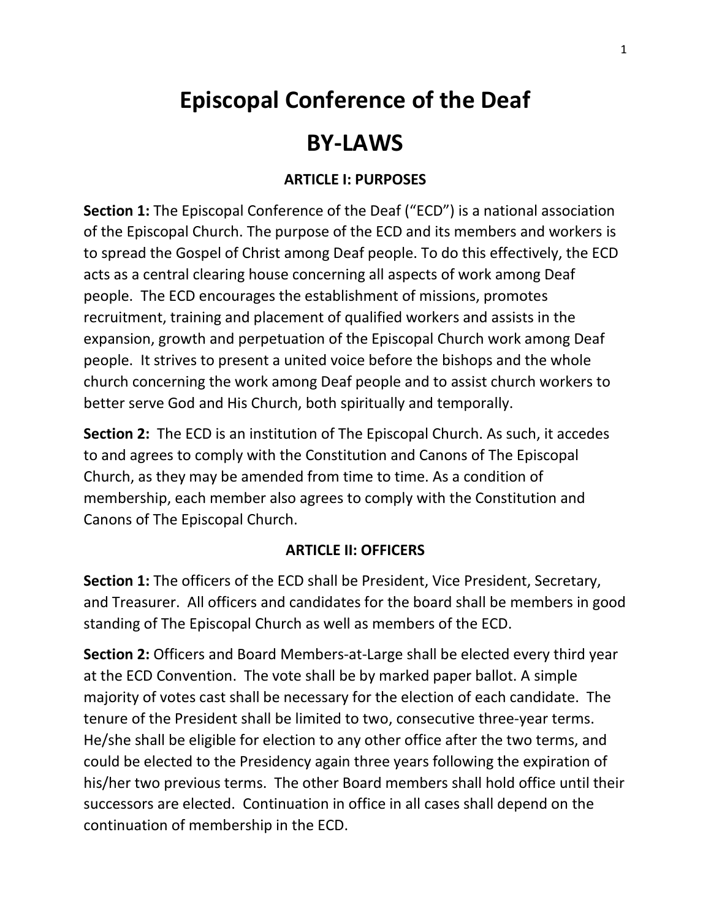# Episcopal Conference of the Deaf

# BY-LAWS

### ARTICLE I: PURPOSES

**Section 1:** The Episcopal Conference of the Deaf ("ECD") is a national association of the Episcopal Church. The purpose of the ECD and its members and workers is to spread the Gospel of Christ among Deaf people. To do this effectively, the ECD acts as a central clearing house concerning all aspects of work among Deaf people. The ECD encourages the establishment of missions, promotes recruitment, training and placement of qualified workers and assists in the expansion, growth and perpetuation of the Episcopal Church work among Deaf people. It strives to present a united voice before the bishops and the whole church concerning the work among Deaf people and to assist church workers to better serve God and His Church, both spiritually and temporally.

**Section 2:** The ECD is an institution of The Episcopal Church. As such, it accedes to and agrees to comply with the Constitution and Canons of The Episcopal Church, as they may be amended from time to time. As a condition of membership, each member also agrees to comply with the Constitution and Canons of The Episcopal Church.

### ARTICLE II: OFFICERS

**Section 1:** The officers of the ECD shall be President, Vice President, Secretary, and Treasurer. All officers and candidates for the board shall be members in good standing of The Episcopal Church as well as members of the ECD.

**Section 2:** Officers and Board Members-at-Large shall be elected every third year at the ECD Convention. The vote shall be by marked paper ballot. A simple majority of votes cast shall be necessary for the election of each candidate. The tenure of the President shall be limited to two, consecutive three-year terms. He/she shall be eligible for election to any other office after the two terms, and could be elected to the Presidency again three years following the expiration of his/her two previous terms. The other Board members shall hold office until their successors are elected. Continuation in office in all cases shall depend on the continuation of membership in the ECD.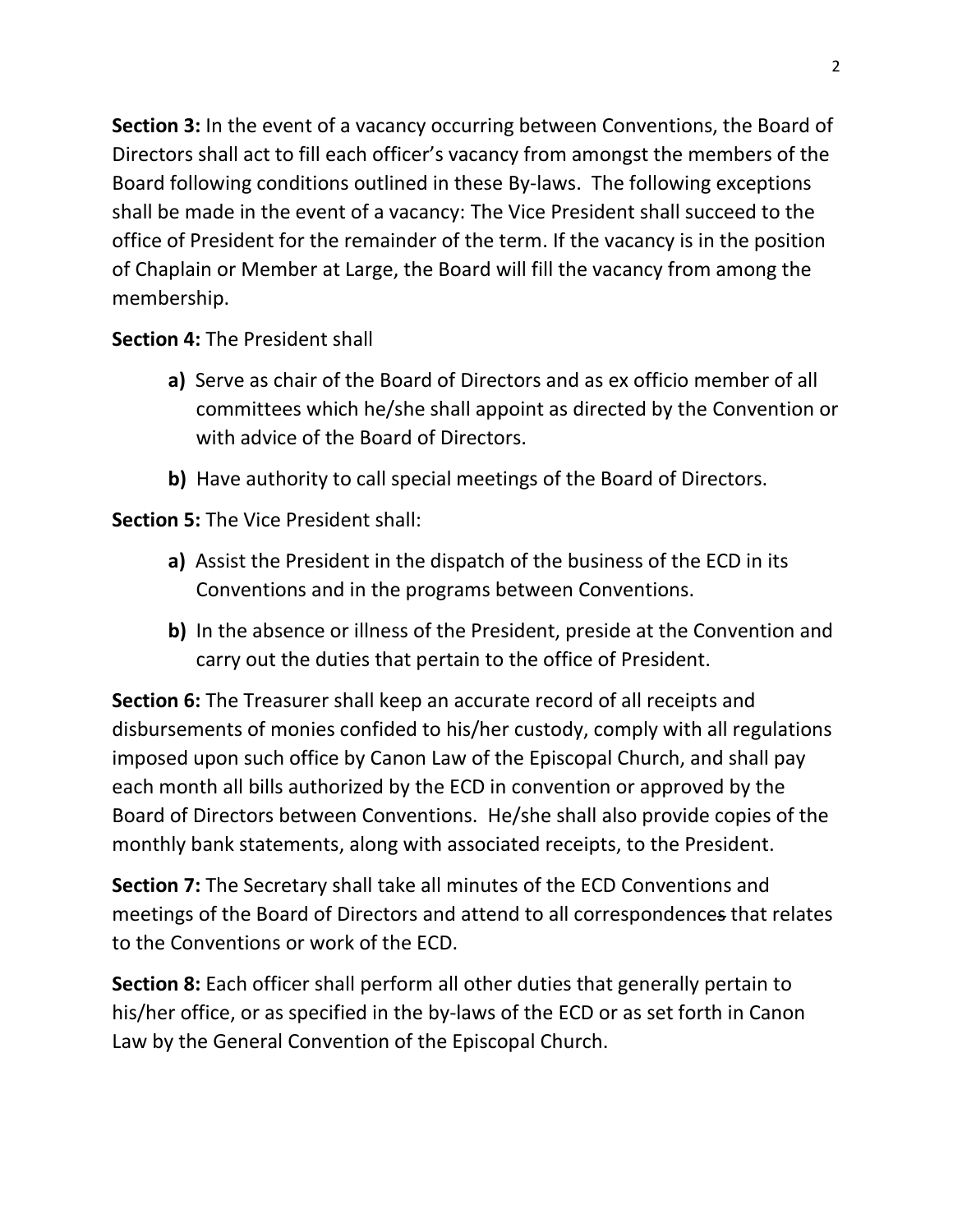**Section 3:** In the event of a vacancy occurring between Conventions, the Board of Directors shall act to fill each officer's vacancy from amongst the members of the Board following conditions outlined in these By-laws. The following exceptions shall be made in the event of a vacancy: The Vice President shall succeed to the office of President for the remainder of the term. If the vacancy is in the position of Chaplain or Member at Large, the Board will fill the vacancy from among the membership.

**Section 4:** The President shall

- **a)** Serve as chair of the Board of Directors and as ex officio member of all committees which he/she shall appoint as directed by the Convention or with advice of the Board of Directors.
- **b)** Have authority to call special meetings of the Board of Directors.

**Section 5:** The Vice President shall:

- **a)** Assist the President in the dispatch of the business of the ECD in its Conventions and in the programs between Conventions.
- **b)** In the absence or illness of the President, preside at the Convention and carry out the duties that pertain to the office of President.

**Section 6:** The Treasurer shall keep an accurate record of all receipts and disbursements of monies confided to his/her custody, comply with all regulations imposed upon such office by Canon Law of the Episcopal Church, and shall pay each month all bills authorized by the ECD in convention or approved by the Board of Directors between Conventions. He/she shall also provide copies of the monthly bank statements, along with associated receipts, to the President.

**Section 7:** The Secretary shall take all minutes of the ECD Conventions and meetings of the Board of Directors and attend to all correspondence~~s~~ that relates to the Conventions or work of the ECD.

**Section 8:** Each officer shall perform all other duties that generally pertain to his/her office, or as specified in the by-laws of the ECD or as set forth in Canon Law by the General Convention of the Episcopal Church.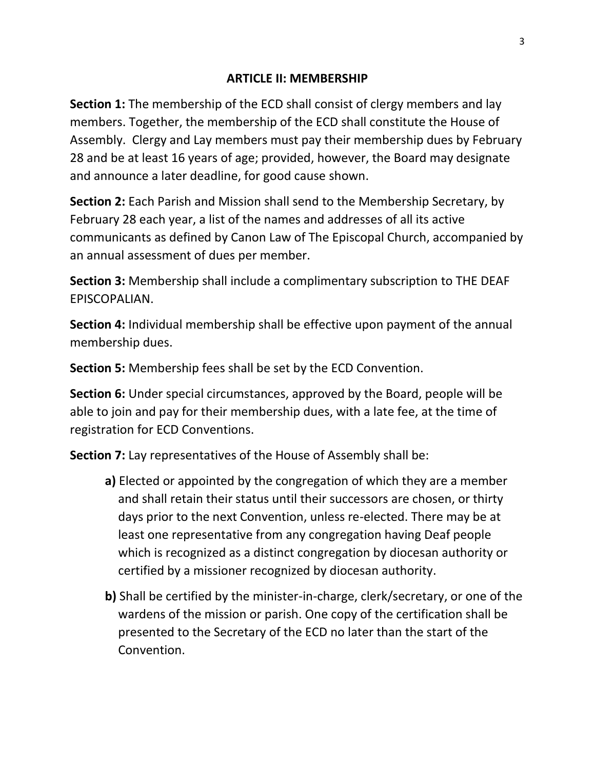## ARTICLE II: MEMBERSHIP

**Section 1:** The membership of the ECD shall consist of clergy members and lay members. Together, the membership of the ECD shall constitute the House of Assembly. Clergy and Lay members must pay their membership dues by February 28 and be at least 16 years of age; provided, however, the Board may designate and announce a later deadline, for good cause shown.

**Section 2:** Each Parish and Mission shall send to the Membership Secretary, by February 28 each year, a list of the names and addresses of all its active communicants as defined by Canon Law of The Episcopal Church, accompanied by an annual assessment of dues per member.

**Section 3:** Membership shall include a complimentary subscription to THE DEAF EPISCOPALIAN.

**Section 4:** Individual membership shall be effective upon payment of the annual membership dues.

**Section 5:** Membership fees shall be set by the ECD Convention.

**Section 6:** Under special circumstances, approved by the Board, people will be able to join and pay for their membership dues, with a late fee, at the time of registration for ECD Conventions.

**Section 7:** Lay representatives of the House of Assembly shall be:

- **a)** Elected or appointed by the congregation of which they are a member and shall retain their status until their successors are chosen, or thirty days prior to the next Convention, unless re-elected. There may be at least one representative from any congregation having Deaf people which is recognized as a distinct congregation by diocesan authority or certified by a missioner recognized by diocesan authority.
- **b)** Shall be certified by the minister-in-charge, clerk/secretary, or one of the wardens of the mission or parish. One copy of the certification shall be presented to the Secretary of the ECD no later than the start of the Convention.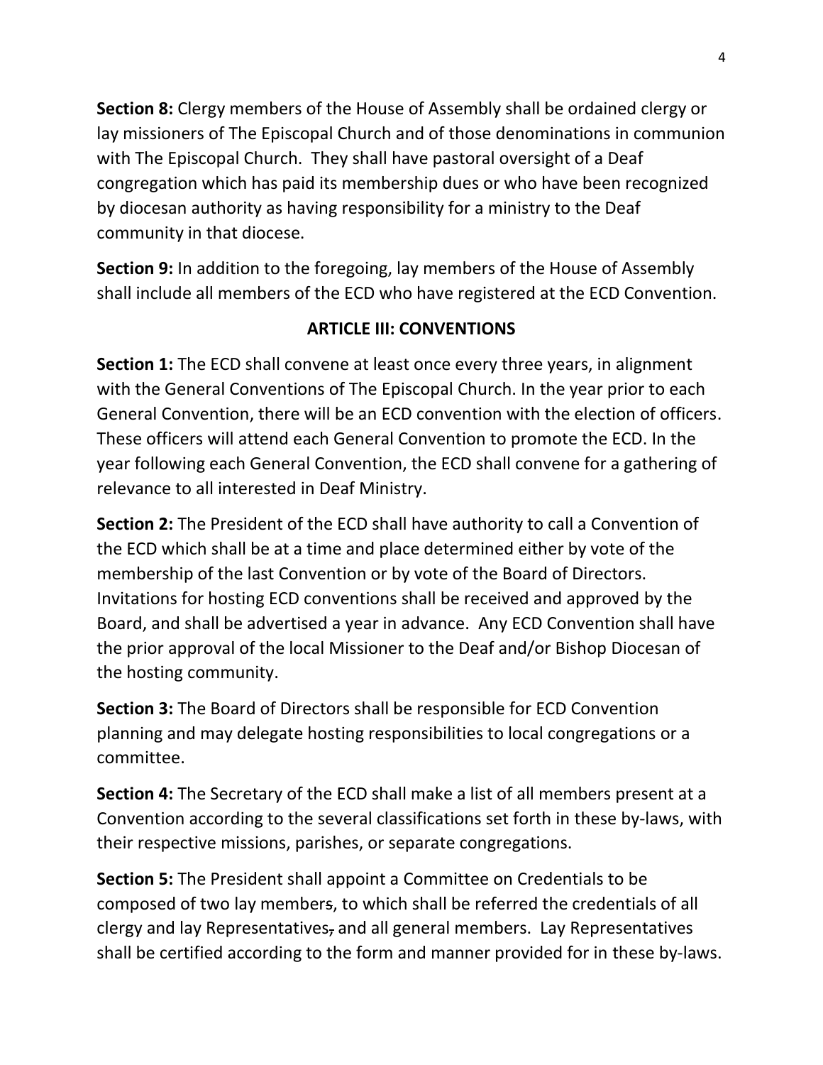**Section 8:** Clergy members of the House of Assembly shall be ordained clergy or lay missioners of The Episcopal Church and of those denominations in communion with The Episcopal Church. They shall have pastoral oversight of a Deaf congregation which has paid its membership dues or who have been recognized by diocesan authority as having responsibility for a ministry to the Deaf community in that diocese.

**Section 9:** In addition to the foregoing, lay members of the House of Assembly shall include all members of the ECD who have registered at the ECD Convention.

## ARTICLE III: CONVENTIONS

**Section 1:** The ECD shall convene at least once every three years, in alignment with the General Conventions of The Episcopal Church. In the year prior to each General Convention, there will be an ECD convention with the election of officers. These officers will attend each General Convention to promote the ECD. In the year following each General Convention, the ECD shall convene for a gathering of relevance to all interested in Deaf Ministry.

**Section 2:** The President of the ECD shall have authority to call a Convention of the ECD which shall be at a time and place determined either by vote of the membership of the last Convention or by vote of the Board of Directors. Invitations for hosting ECD conventions shall be received and approved by the Board, and shall be advertised a year in advance. Any ECD Convention shall have the prior approval of the local Missioner to the Deaf and/or Bishop Diocesan of the hosting community.

**Section 3:** The Board of Directors shall be responsible for ECD Convention planning and may delegate hosting responsibilities to local congregations or a committee.

**Section 4:** The Secretary of the ECD shall make a list of all members present at a Convention according to the several classifications set forth in these by-laws, with their respective missions, parishes, or separate congregations.

**Section 5:** The President shall appoint a Committee on Credentials to be composed of two lay members, to which shall be referred the credentials of all clergy and lay Representatives, and all general members. Lay Representatives shall be certified according to the form and manner provided for in these by-laws.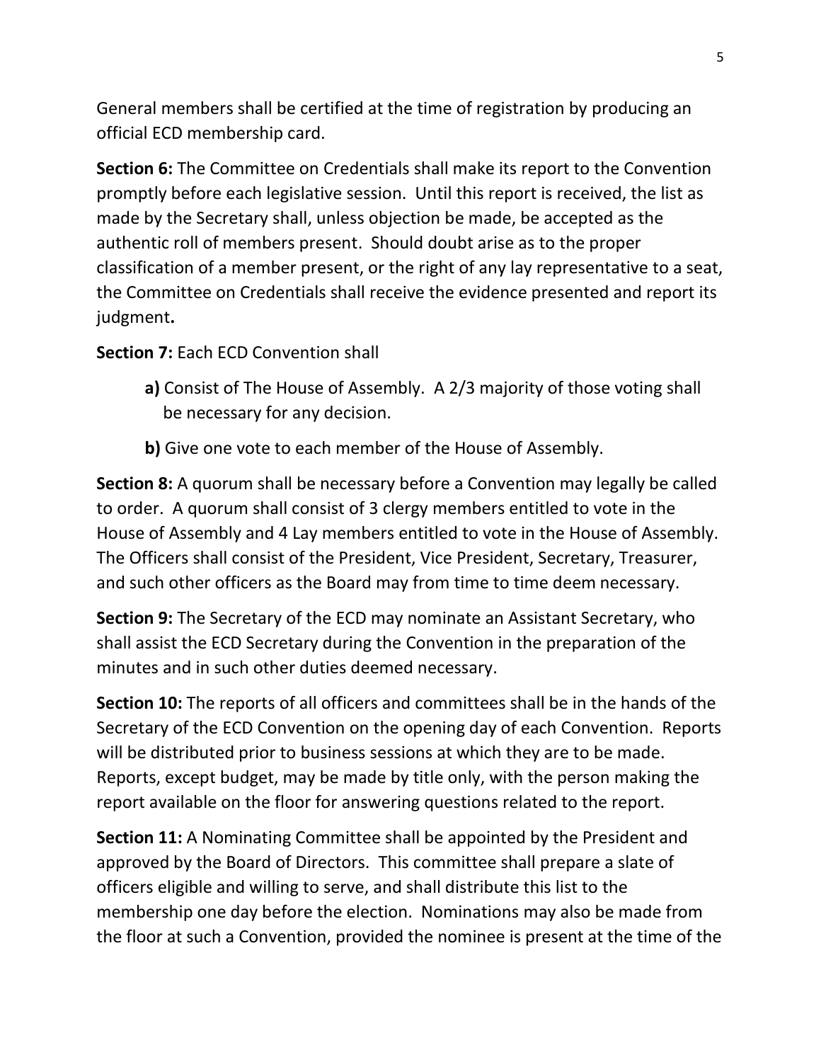General members shall be certified at the time of registration by producing an official ECD membership card.

**Section 6:** The Committee on Credentials shall make its report to the Convention promptly before each legislative session. Until this report is received, the list as made by the Secretary shall, unless objection be made, be accepted as the authentic roll of members present. Should doubt arise as to the proper classification of a member present, or the right of any lay representative to a seat, the Committee on Credentials shall receive the evidence presented and report its judgment**.**

**Section 7:** Each ECD Convention shall

- **a)** Consist of The House of Assembly. A 2/3 majority of those voting shall be necessary for any decision.
- **b)** Give one vote to each member of the House of Assembly.

**Section 8:** A quorum shall be necessary before a Convention may legally be called to order. A quorum shall consist of 3 clergy members entitled to vote in the House of Assembly and 4 Lay members entitled to vote in the House of Assembly. The Officers shall consist of the President, Vice President, Secretary, Treasurer, and such other officers as the Board may from time to time deem necessary.

**Section 9:** The Secretary of the ECD may nominate an Assistant Secretary, who shall assist the ECD Secretary during the Convention in the preparation of the minutes and in such other duties deemed necessary.

**Section 10:** The reports of all officers and committees shall be in the hands of the Secretary of the ECD Convention on the opening day of each Convention. Reports will be distributed prior to business sessions at which they are to be made. Reports, except budget, may be made by title only, with the person making the report available on the floor for answering questions related to the report.

**Section 11:** A Nominating Committee shall be appointed by the President and approved by the Board of Directors. This committee shall prepare a slate of officers eligible and willing to serve, and shall distribute this list to the membership one day before the election. Nominations may also be made from the floor at such a Convention, provided the nominee is present at the time of the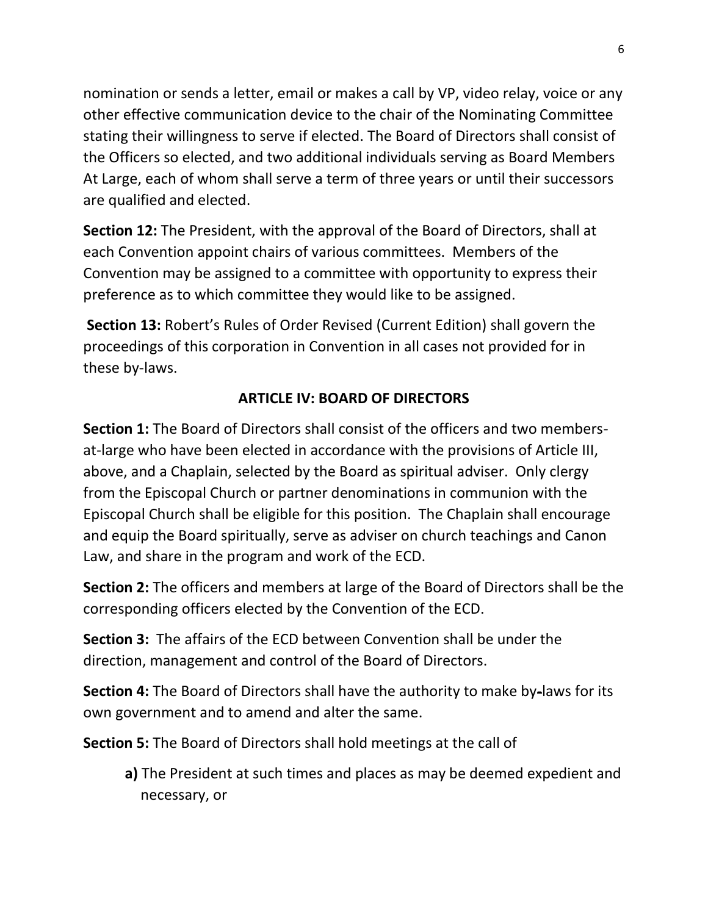nomination or sends a letter, email or makes a call by VP, video relay, voice or any other effective communication device to the chair of the Nominating Committee stating their willingness to serve if elected. The Board of Directors shall consist of the Officers so elected, and two additional individuals serving as Board Members At Large, each of whom shall serve a term of three years or until their successors are qualified and elected.

**Section 12:** The President, with the approval of the Board of Directors, shall at each Convention appoint chairs of various committees. Members of the Convention may be assigned to a committee with opportunity to express their preference as to which committee they would like to be assigned.

**Section 13:** Robert's Rules of Order Revised (Current Edition) shall govern the proceedings of this corporation in Convention in all cases not provided for in these by-laws.

## ARTICLE IV: BOARD OF DIRECTORS

**Section 1:** The Board of Directors shall consist of the officers and two members-at-large who have been elected in accordance with the provisions of Article III, above, and a Chaplain, selected by the Board as spiritual adviser. Only clergy from the Episcopal Church or partner denominations in communion with the Episcopal Church shall be eligible for this position. The Chaplain shall encourage and equip the Board spiritually, serve as adviser on church teachings and Canon Law, and share in the program and work of the ECD.

**Section 2:** The officers and members at large of the Board of Directors shall be the corresponding officers elected by the Convention of the ECD.

**Section 3:** The affairs of the ECD between Convention shall be under the direction, management and control of the Board of Directors.

**Section 4:** The Board of Directors shall have the authority to make by-laws for its own government and to amend and alter the same.

**Section 5:** The Board of Directors shall hold meetings at the call of

**a)** The President at such times and places as may be deemed expedient and necessary, or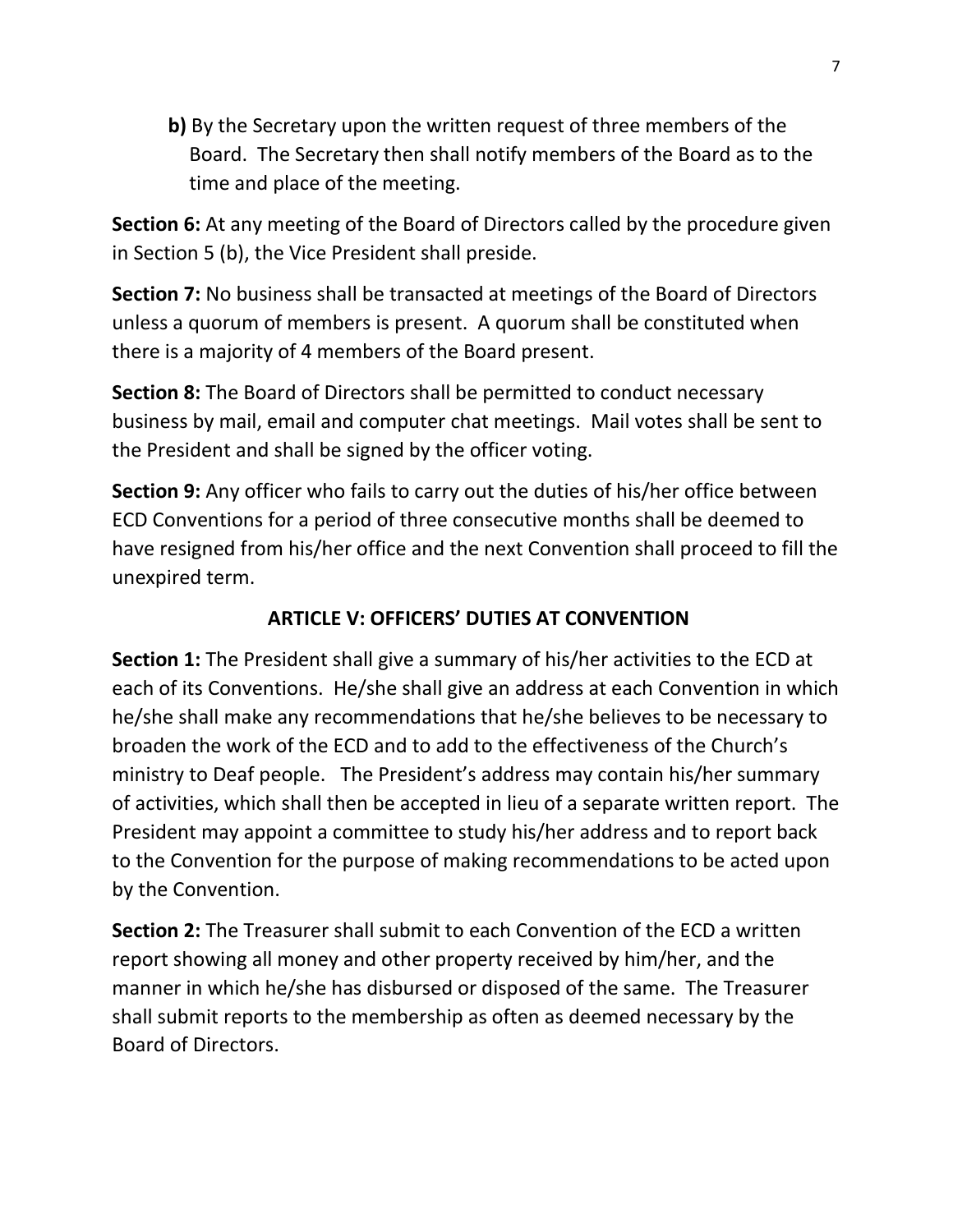**b)** By the Secretary upon the written request of three members of the Board. The Secretary then shall notify members of the Board as to the time and place of the meeting.

**Section 6:** At any meeting of the Board of Directors called by the procedure given in Section 5 (b), the Vice President shall preside.

**Section 7:** No business shall be transacted at meetings of the Board of Directors unless a quorum of members is present. A quorum shall be constituted when there is a majority of 4 members of the Board present.

**Section 8:** The Board of Directors shall be permitted to conduct necessary business by mail, email and computer chat meetings. Mail votes shall be sent to the President and shall be signed by the officer voting.

**Section 9:** Any officer who fails to carry out the duties of his/her office between ECD Conventions for a period of three consecutive months shall be deemed to have resigned from his/her office and the next Convention shall proceed to fill the unexpired term.

## ARTICLE V: OFFICERS' DUTIES AT CONVENTION

**Section 1:** The President shall give a summary of his/her activities to the ECD at each of its Conventions. He/she shall give an address at each Convention in which he/she shall make any recommendations that he/she believes to be necessary to broaden the work of the ECD and to add to the effectiveness of the Church's ministry to Deaf people. The President's address may contain his/her summary of activities, which shall then be accepted in lieu of a separate written report. The President may appoint a committee to study his/her address and to report back to the Convention for the purpose of making recommendations to be acted upon by the Convention.

**Section 2:** The Treasurer shall submit to each Convention of the ECD a written report showing all money and other property received by him/her, and the manner in which he/she has disbursed or disposed of the same. The Treasurer shall submit reports to the membership as often as deemed necessary by the Board of Directors.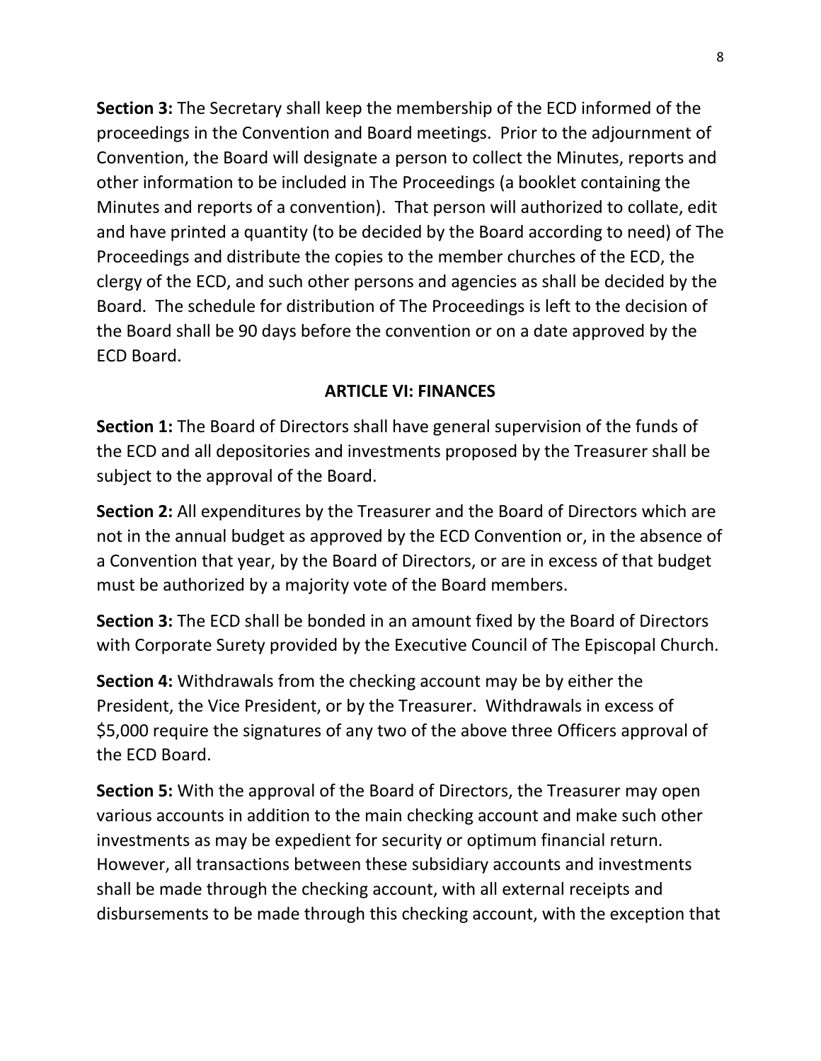**Section 3:** The Secretary shall keep the membership of the ECD informed of the proceedings in the Convention and Board meetings. Prior to the adjournment of Convention, the Board will designate a person to collect the Minutes, reports and other information to be included in The Proceedings (a booklet containing the Minutes and reports of a convention). That person will authorized to collate, edit and have printed a quantity (to be decided by the Board according to need) of The Proceedings and distribute the copies to the member churches of the ECD, the clergy of the ECD, and such other persons and agencies as shall be decided by the Board. The schedule for distribution of The Proceedings is left to the decision of the Board shall be 90 days before the convention or on a date approved by the ECD Board.

## ARTICLE VI: FINANCES

**Section 1:** The Board of Directors shall have general supervision of the funds of the ECD and all depositories and investments proposed by the Treasurer shall be subject to the approval of the Board.

**Section 2:** All expenditures by the Treasurer and the Board of Directors which are not in the annual budget as approved by the ECD Convention or, in the absence of a Convention that year, by the Board of Directors, or are in excess of that budget must be authorized by a majority vote of the Board members.

**Section 3:** The ECD shall be bonded in an amount fixed by the Board of Directors with Corporate Surety provided by the Executive Council of The Episcopal Church.

**Section 4:** Withdrawals from the checking account may be by either the President, the Vice President, or by the Treasurer. Withdrawals in excess of $5,000 require the signatures of any two of the above three Officers approval of the ECD Board.

**Section 5:** With the approval of the Board of Directors, the Treasurer may open various accounts in addition to the main checking account and make such other investments as may be expedient for security or optimum financial return. However, all transactions between these subsidiary accounts and investments shall be made through the checking account, with all external receipts and disbursements to be made through this checking account, with the exception that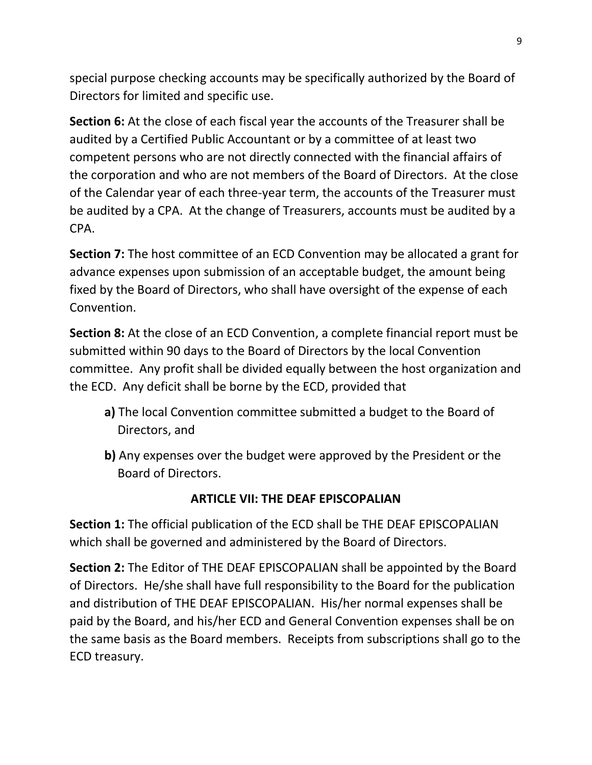special purpose checking accounts may be specifically authorized by the Board of Directors for limited and specific use.

**Section 6:** At the close of each fiscal year the accounts of the Treasurer shall be audited by a Certified Public Accountant or by a committee of at least two competent persons who are not directly connected with the financial affairs of the corporation and who are not members of the Board of Directors. At the close of the Calendar year of each three-year term, the accounts of the Treasurer must be audited by a CPA. At the change of Treasurers, accounts must be audited by a CPA.

**Section 7:** The host committee of an ECD Convention may be allocated a grant for advance expenses upon submission of an acceptable budget, the amount being fixed by the Board of Directors, who shall have oversight of the expense of each Convention.

**Section 8:** At the close of an ECD Convention, a complete financial report must be submitted within 90 days to the Board of Directors by the local Convention committee. Any profit shall be divided equally between the host organization and the ECD. Any deficit shall be borne by the ECD, provided that

- **a)** The local Convention committee submitted a budget to the Board of Directors, and
- **b)** Any expenses over the budget were approved by the President or the Board of Directors.

## ARTICLE VII: THE DEAF EPISCOPALIAN

**Section 1:** The official publication of the ECD shall be THE DEAF EPISCOPALIAN which shall be governed and administered by the Board of Directors.

**Section 2:** The Editor of THE DEAF EPISCOPALIAN shall be appointed by the Board of Directors. He/she shall have full responsibility to the Board for the publication and distribution of THE DEAF EPISCOPALIAN. His/her normal expenses shall be paid by the Board, and his/her ECD and General Convention expenses shall be on the same basis as the Board members. Receipts from subscriptions shall go to the ECD treasury.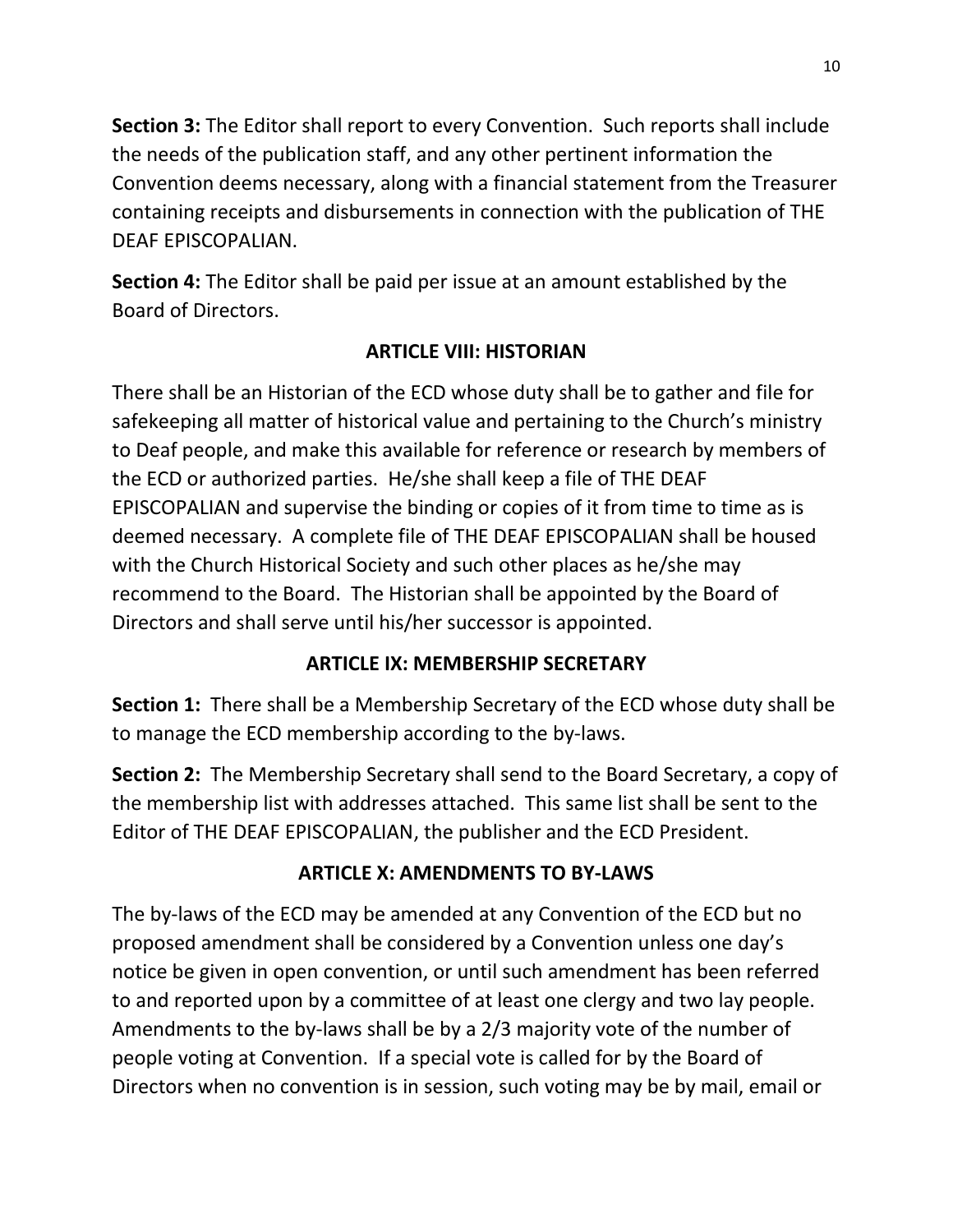**Section 3:** The Editor shall report to every Convention. Such reports shall include the needs of the publication staff, and any other pertinent information the Convention deems necessary, along with a financial statement from the Treasurer containing receipts and disbursements in connection with the publication of THE DEAF EPISCOPALIAN.

**Section 4:** The Editor shall be paid per issue at an amount established by the Board of Directors.

## ARTICLE VIII: HISTORIAN

There shall be an Historian of the ECD whose duty shall be to gather and file for safekeeping all matter of historical value and pertaining to the Church's ministry to Deaf people, and make this available for reference or research by members of the ECD or authorized parties. He/she shall keep a file of THE DEAF EPISCOPALIAN and supervise the binding or copies of it from time to time as is deemed necessary. A complete file of THE DEAF EPISCOPALIAN shall be housed with the Church Historical Society and such other places as he/she may recommend to the Board. The Historian shall be appointed by the Board of Directors and shall serve until his/her successor is appointed.

## ARTICLE IX: MEMBERSHIP SECRETARY

**Section 1:** There shall be a Membership Secretary of the ECD whose duty shall be to manage the ECD membership according to the by-laws.

**Section 2:** The Membership Secretary shall send to the Board Secretary, a copy of the membership list with addresses attached. This same list shall be sent to the Editor of THE DEAF EPISCOPALIAN, the publisher and the ECD President.

## ARTICLE X: AMENDMENTS TO BY-LAWS

The by-laws of the ECD may be amended at any Convention of the ECD but no proposed amendment shall be considered by a Convention unless one day's notice be given in open convention, or until such amendment has been referred to and reported upon by a committee of at least one clergy and two lay people. Amendments to the by-laws shall be by a 2/3 majority vote of the number of people voting at Convention. If a special vote is called for by the Board of Directors when no convention is in session, such voting may be by mail, email or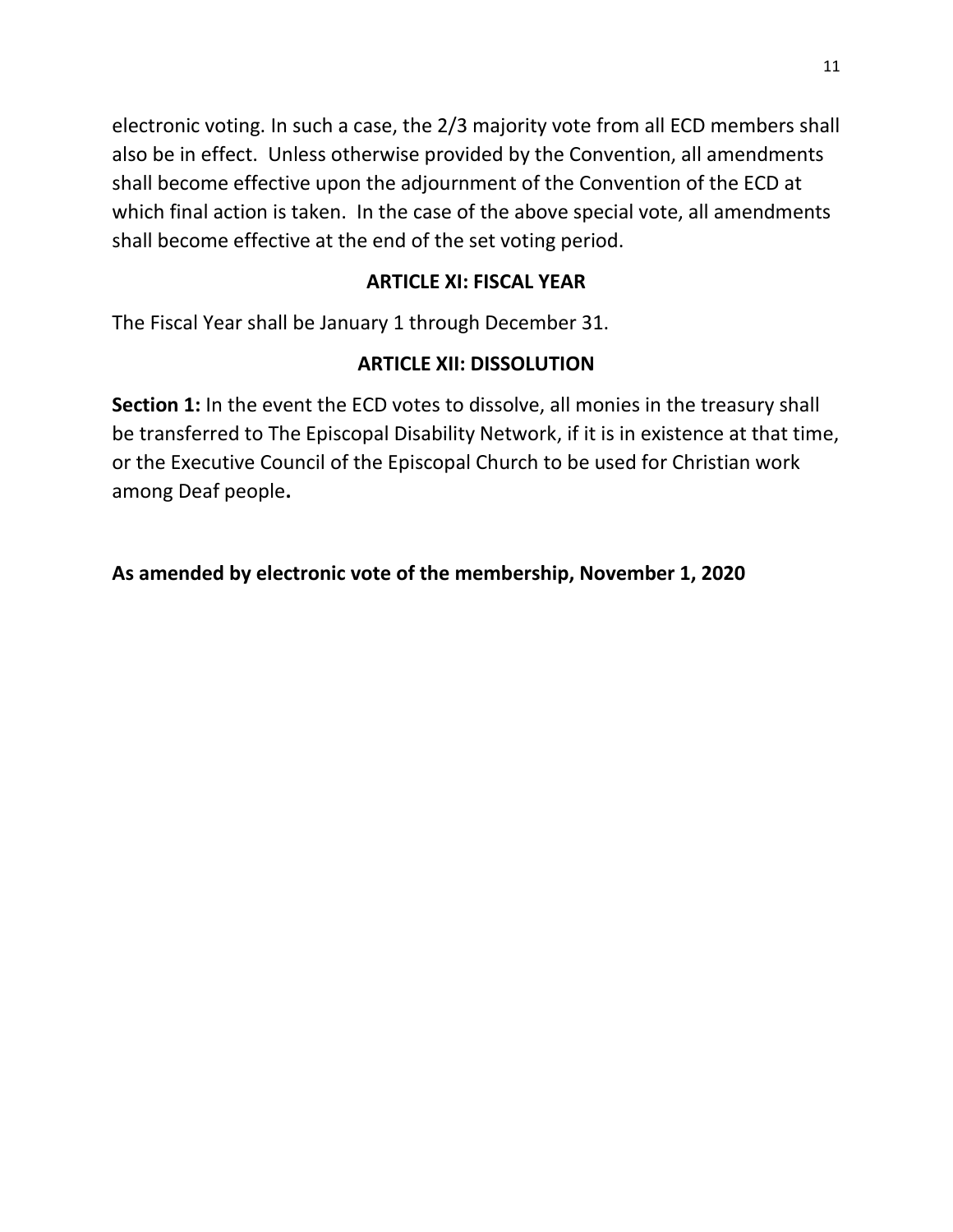electronic voting. In such a case, the 2/3 majority vote from all ECD members shall also be in effect. Unless otherwise provided by the Convention, all amendments shall become effective upon the adjournment of the Convention of the ECD at which final action is taken. In the case of the above special vote, all amendments shall become effective at the end of the set voting period.

## ARTICLE XI: FISCAL YEAR

The Fiscal Year shall be January 1 through December 31.

## ARTICLE XII: DISSOLUTION

**Section 1:** In the event the ECD votes to dissolve, all monies in the treasury shall be transferred to The Episcopal Disability Network, if it is in existence at that time, or the Executive Council of the Episcopal Church to be used for Christian work among Deaf people**.**

**As amended by electronic vote of the membership, November 1, 2020**